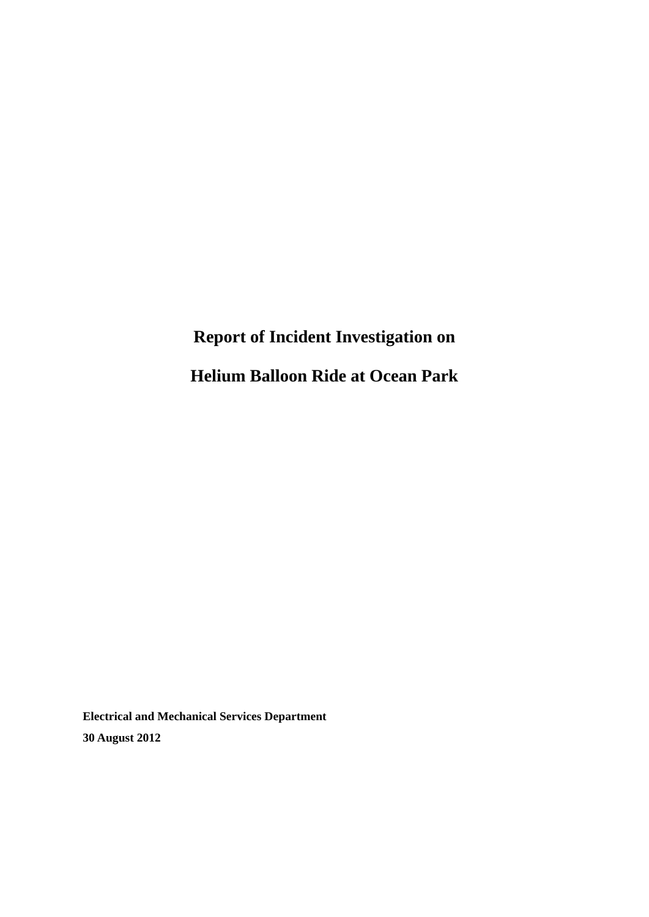# Report of Incident Investigation on

# Helium Balloon Ride at Ocean Park

**Electrical and Mechanical Services Department**

**30 August 2012**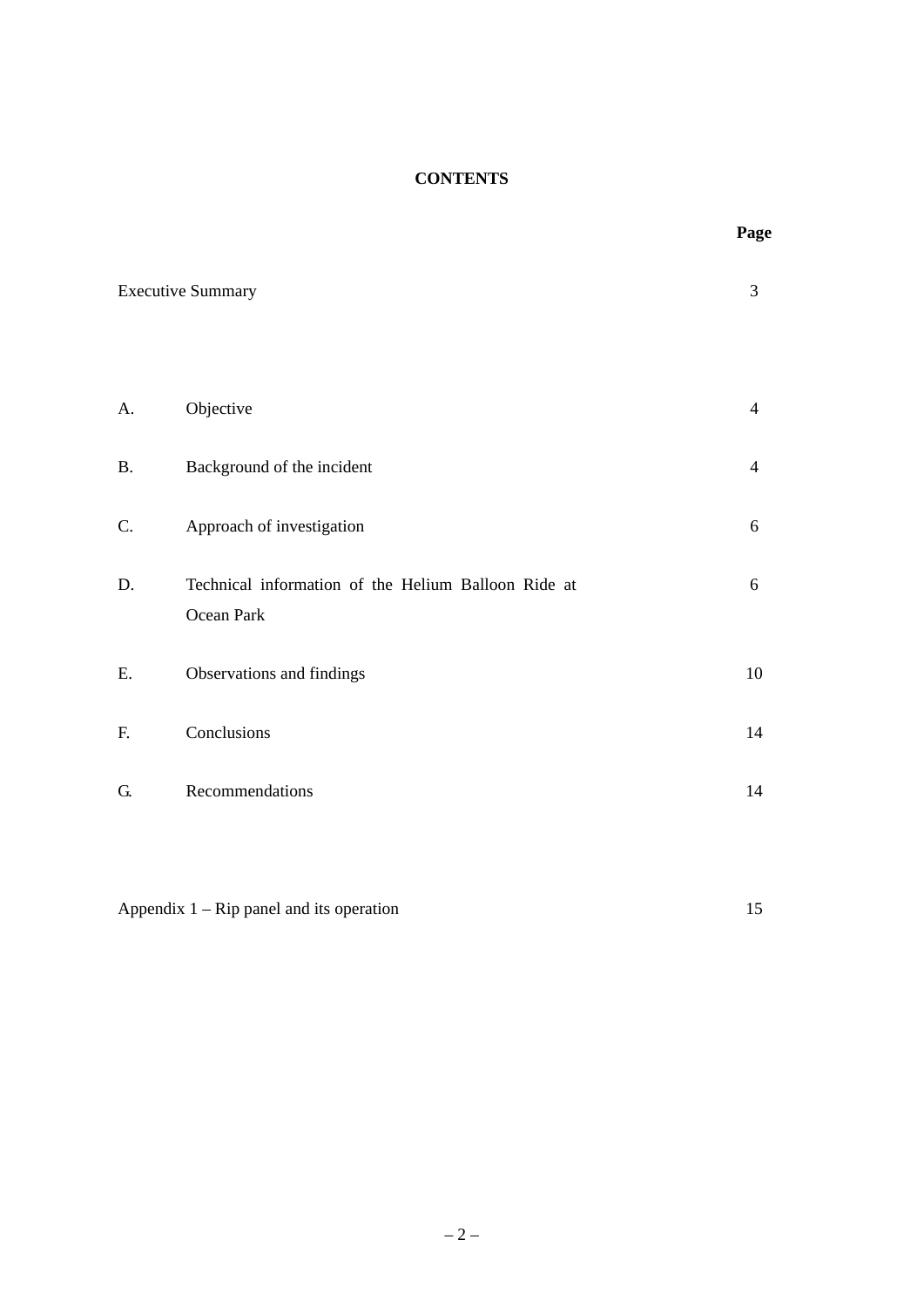# CONTENTS

| | | Page |
|---|---|---|
| Executive Summary | | 3 |
| A. | Objective | 4 |
| B. | Background of the incident | 4 |
| C. | Approach of investigation | 6 |
| D. | Technical information of the Helium Balloon Ride at Ocean Park | 6 |
| E. | Observations and findings | 10 |
| F. | Conclusions | 14 |
| G. | Recommendations | 14 |
| Appendix 1 – Rip panel and its operation | | 15 |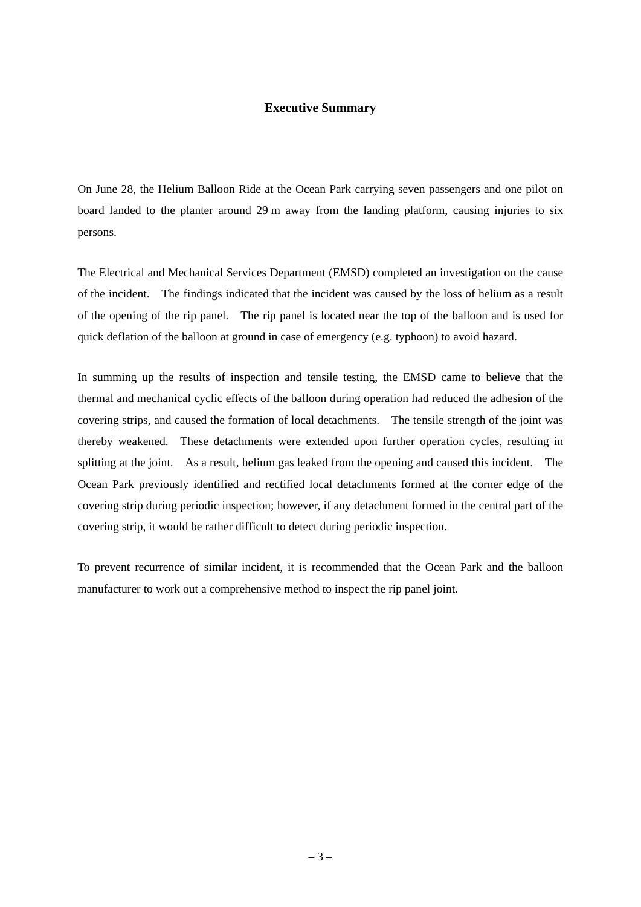# Executive Summary

On June 28, the Helium Balloon Ride at the Ocean Park carrying seven passengers and one pilot on board landed to the planter around 29 m away from the landing platform, causing injuries to six persons.

The Electrical and Mechanical Services Department (EMSD) completed an investigation on the cause of the incident. The findings indicated that the incident was caused by the loss of helium as a result of the opening of the rip panel. The rip panel is located near the top of the balloon and is used for quick deflation of the balloon at ground in case of emergency (e.g. typhoon) to avoid hazard.

In summing up the results of inspection and tensile testing, the EMSD came to believe that the thermal and mechanical cyclic effects of the balloon during operation had reduced the adhesion of the covering strips, and caused the formation of local detachments. The tensile strength of the joint was thereby weakened. These detachments were extended upon further operation cycles, resulting in splitting at the joint. As a result, helium gas leaked from the opening and caused this incident. The Ocean Park previously identified and rectified local detachments formed at the corner edge of the covering strip during periodic inspection; however, if any detachment formed in the central part of the covering strip, it would be rather difficult to detect during periodic inspection.

To prevent recurrence of similar incident, it is recommended that the Ocean Park and the balloon manufacturer to work out a comprehensive method to inspect the rip panel joint.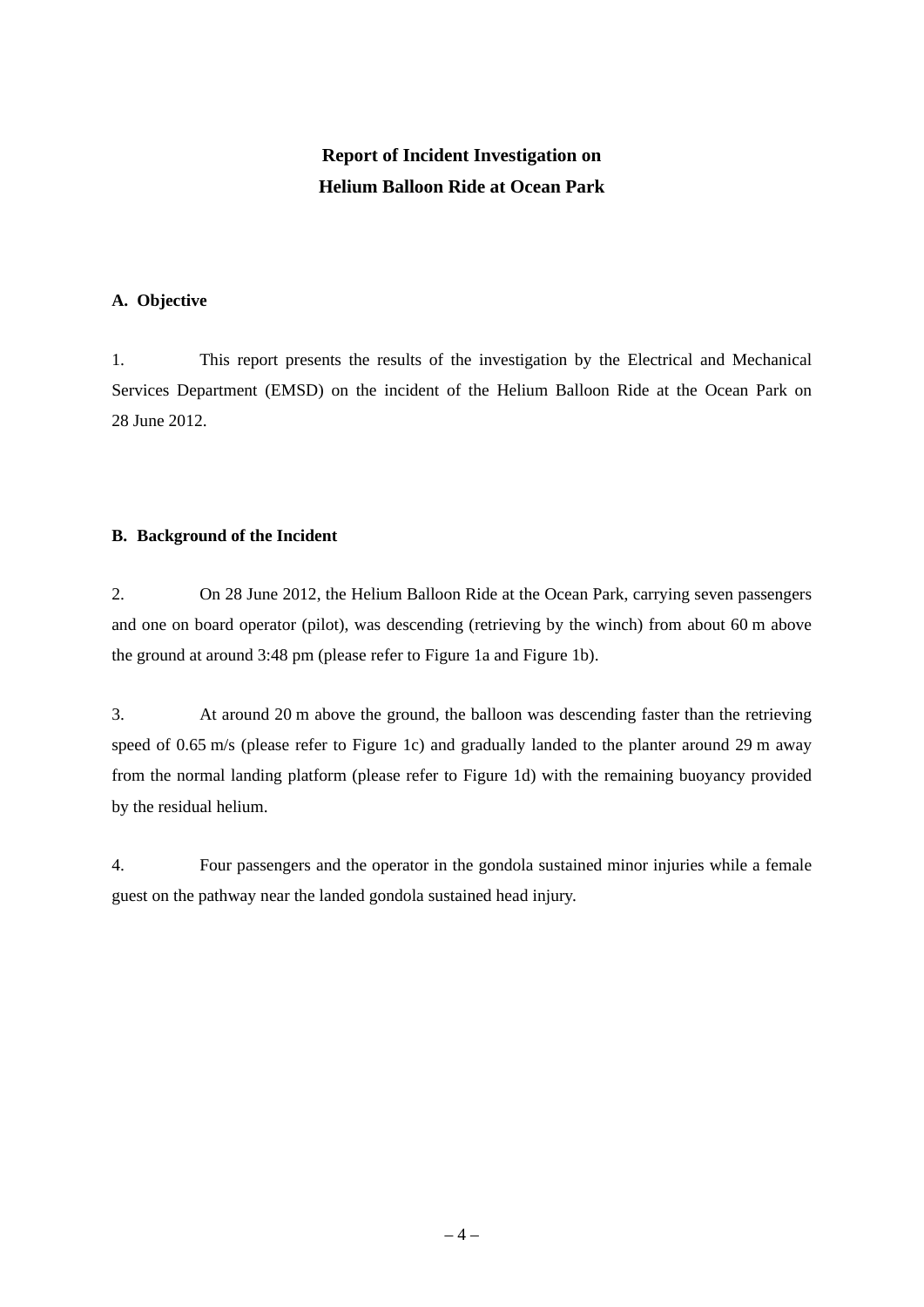# Report of Incident Investigation on Helium Balloon Ride at Ocean Park

## A. Objective

1. This report presents the results of the investigation by the Electrical and Mechanical Services Department (EMSD) on the incident of the Helium Balloon Ride at the Ocean Park on 28 June 2012.

## B. Background of the Incident

2. On 28 June 2012, the Helium Balloon Ride at the Ocean Park, carrying seven passengers and one on board operator (pilot), was descending (retrieving by the winch) from about 60 m above the ground at around 3:48 pm (please refer to Figure 1a and Figure 1b).

3. At around 20 m above the ground, the balloon was descending faster than the retrieving speed of 0.65 m/s (please refer to Figure 1c) and gradually landed to the planter around 29 m away from the normal landing platform (please refer to Figure 1d) with the remaining buoyancy provided by the residual helium.

4. Four passengers and the operator in the gondola sustained minor injuries while a female guest on the pathway near the landed gondola sustained head injury.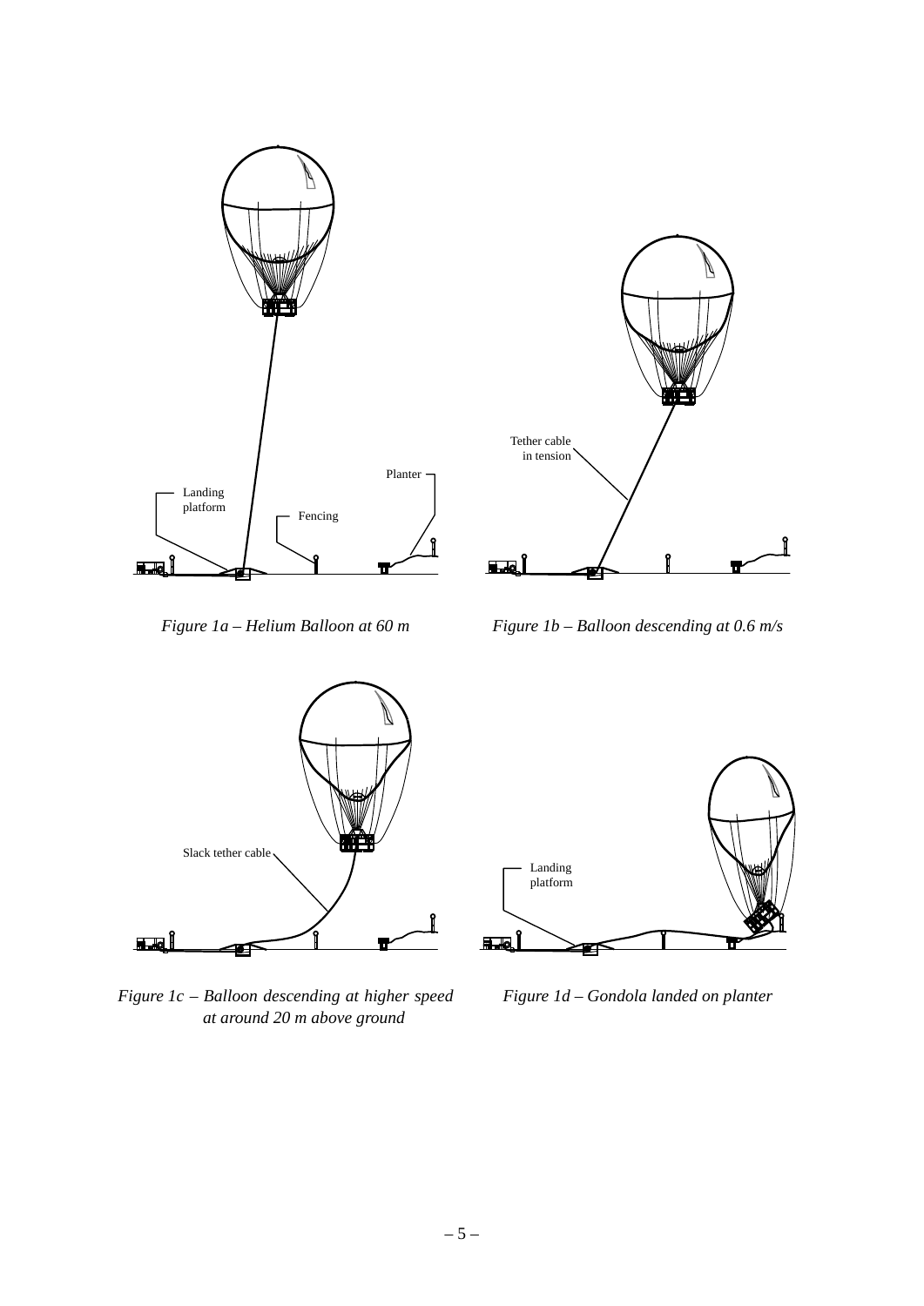*Figure 1a – Helium Balloon at 60 m*

*Figure 1b – Balloon descending at 0.6 m/s*

*Figure 1c – Balloon descending at higher speed at around 20 m above ground*

*Figure 1d – Gondola landed on planter*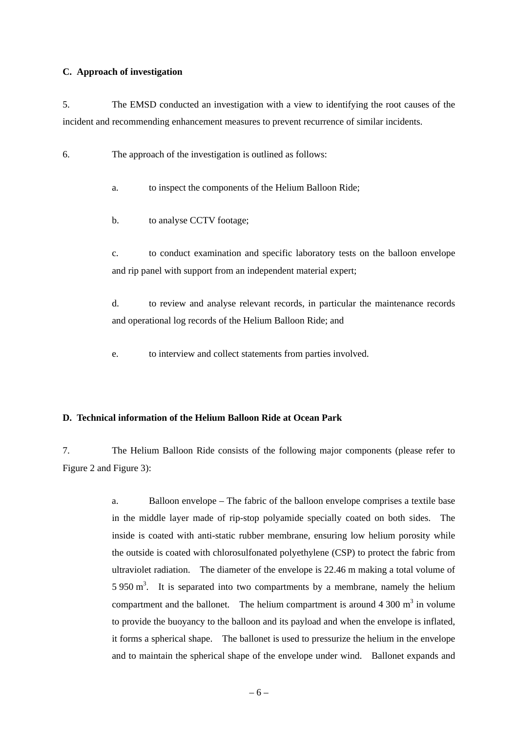## C. Approach of investigation

5. The EMSD conducted an investigation with a view to identifying the root causes of the incident and recommending enhancement measures to prevent recurrence of similar incidents.

6. The approach of the investigation is outlined as follows:

   a. to inspect the components of the Helium Balloon Ride;

   b. to analyse CCTV footage;

   c. to conduct examination and specific laboratory tests on the balloon envelope and rip panel with support from an independent material expert;

   d. to review and analyse relevant records, in particular the maintenance records and operational log records of the Helium Balloon Ride; and

   e. to interview and collect statements from parties involved.

## D. Technical information of the Helium Balloon Ride at Ocean Park

7. The Helium Balloon Ride consists of the following major components (please refer to Figure 2 and Figure 3):

   a. Balloon envelope – The fabric of the balloon envelope comprises a textile base in the middle layer made of rip-stop polyamide specially coated on both sides. The inside is coated with anti-static rubber membrane, ensuring low helium porosity while the outside is coated with chlorosulfonated polyethylene (CSP) to protect the fabric from ultraviolet radiation. The diameter of the envelope is 22.46 m making a total volume of 5 950 $m^3$. It is separated into two compartments by a membrane, namely the helium compartment and the ballonet. The helium compartment is around 4 300 $m^3$ in volume to provide the buoyancy to the balloon and its payload and when the envelope is inflated, it forms a spherical shape. The ballonet is used to pressurize the helium in the envelope and to maintain the spherical shape of the envelope under wind. Ballonet expands and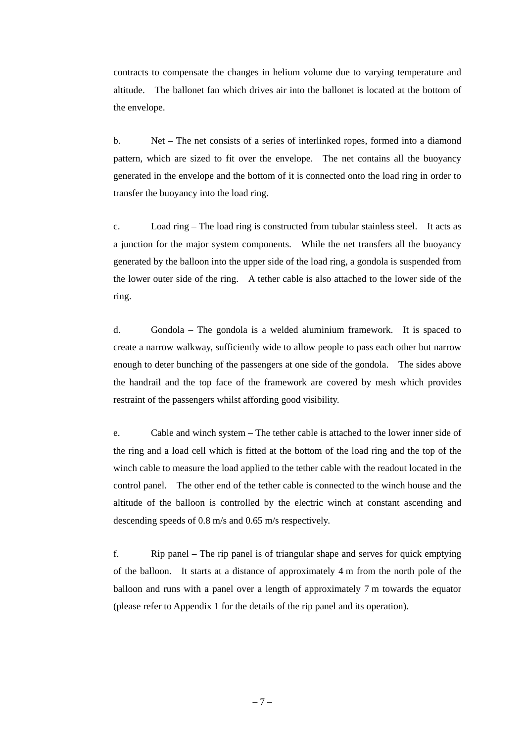contracts to compensate the changes in helium volume due to varying temperature and altitude. The ballonet fan which drives air into the ballonet is located at the bottom of the envelope.

b. Net – The net consists of a series of interlinked ropes, formed into a diamond pattern, which are sized to fit over the envelope. The net contains all the buoyancy generated in the envelope and the bottom of it is connected onto the load ring in order to transfer the buoyancy into the load ring.

c. Load ring – The load ring is constructed from tubular stainless steel. It acts as a junction for the major system components. While the net transfers all the buoyancy generated by the balloon into the upper side of the load ring, a gondola is suspended from the lower outer side of the ring. A tether cable is also attached to the lower side of the ring.

d. Gondola – The gondola is a welded aluminium framework. It is spaced to create a narrow walkway, sufficiently wide to allow people to pass each other but narrow enough to deter bunching of the passengers at one side of the gondola. The sides above the handrail and the top face of the framework are covered by mesh which provides restraint of the passengers whilst affording good visibility.

e. Cable and winch system – The tether cable is attached to the lower inner side of the ring and a load cell which is fitted at the bottom of the load ring and the top of the winch cable to measure the load applied to the tether cable with the readout located in the control panel. The other end of the tether cable is connected to the winch house and the altitude of the balloon is controlled by the electric winch at constant ascending and descending speeds of 0.8 m/s and 0.65 m/s respectively.

f. Rip panel – The rip panel is of triangular shape and serves for quick emptying of the balloon. It starts at a distance of approximately 4 m from the north pole of the balloon and runs with a panel over a length of approximately 7 m towards the equator (please refer to Appendix 1 for the details of the rip panel and its operation).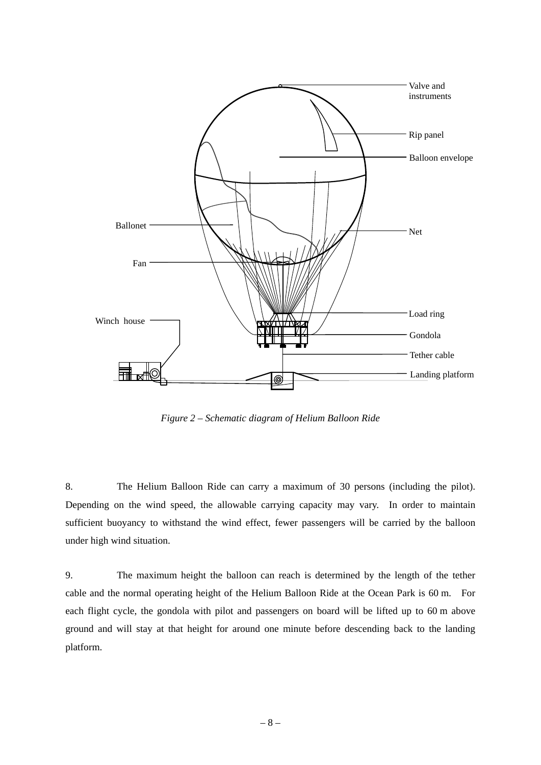*Figure 2 – Schematic diagram of Helium Balloon Ride*

8. The Helium Balloon Ride can carry a maximum of 30 persons (including the pilot). Depending on the wind speed, the allowable carrying capacity may vary. In order to maintain sufficient buoyancy to withstand the wind effect, fewer passengers will be carried by the balloon under high wind situation.

9. The maximum height the balloon can reach is determined by the length of the tether cable and the normal operating height of the Helium Balloon Ride at the Ocean Park is 60 m. For each flight cycle, the gondola with pilot and passengers on board will be lifted up to 60 m above ground and will stay at that height for around one minute before descending back to the landing platform.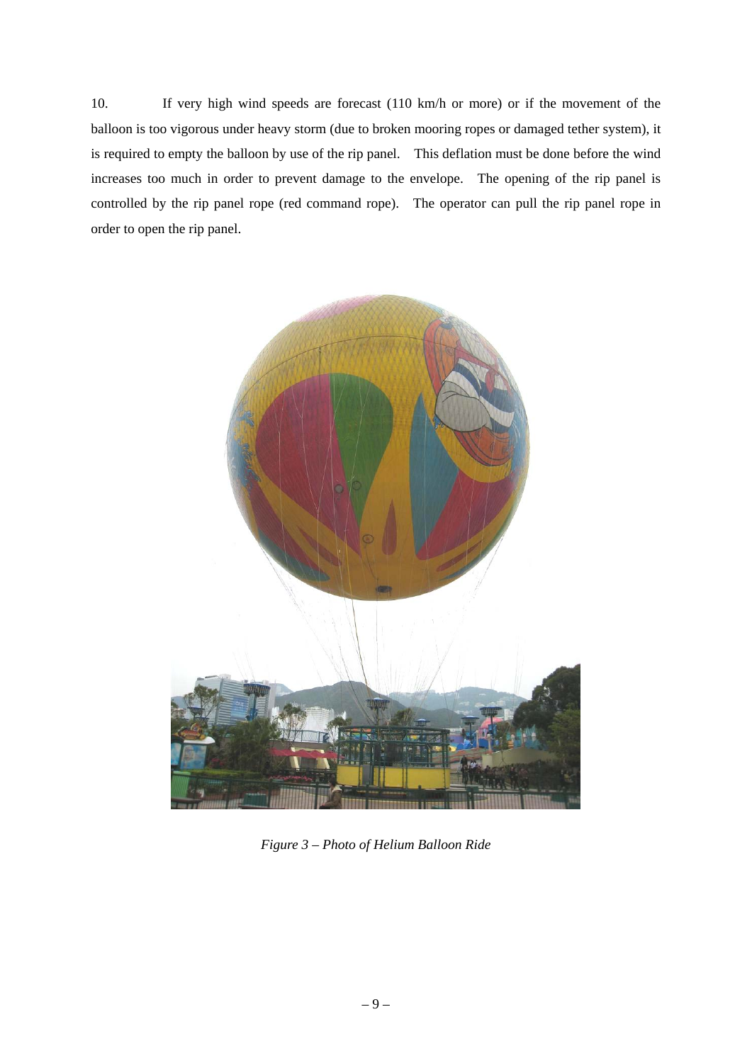10. If very high wind speeds are forecast (110 km/h or more) or if the movement of the balloon is too vigorous under heavy storm (due to broken mooring ropes or damaged tether system), it is required to empty the balloon by use of the rip panel. This deflation must be done before the wind increases too much in order to prevent damage to the envelope. The opening of the rip panel is controlled by the rip panel rope (red command rope). The operator can pull the rip panel rope in order to open the rip panel.

*Figure 3 – Photo of Helium Balloon Ride*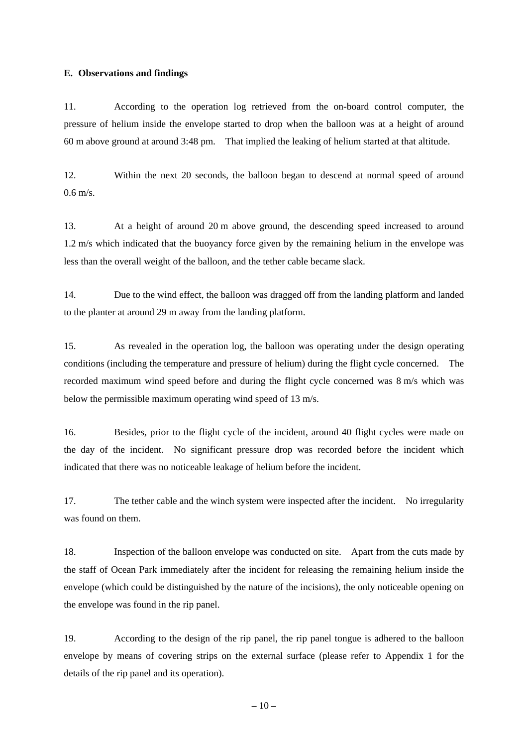## E. Observations and findings

11. According to the operation log retrieved from the on-board control computer, the pressure of helium inside the envelope started to drop when the balloon was at a height of around 60 m above ground at around 3:48 pm. That implied the leaking of helium started at that altitude.

12. Within the next 20 seconds, the balloon began to descend at normal speed of around 0.6 m/s.

13. At a height of around 20 m above ground, the descending speed increased to around 1.2 m/s which indicated that the buoyancy force given by the remaining helium in the envelope was less than the overall weight of the balloon, and the tether cable became slack.

14. Due to the wind effect, the balloon was dragged off from the landing platform and landed to the planter at around 29 m away from the landing platform.

15. As revealed in the operation log, the balloon was operating under the design operating conditions (including the temperature and pressure of helium) during the flight cycle concerned. The recorded maximum wind speed before and during the flight cycle concerned was 8 m/s which was below the permissible maximum operating wind speed of 13 m/s.

16. Besides, prior to the flight cycle of the incident, around 40 flight cycles were made on the day of the incident. No significant pressure drop was recorded before the incident which indicated that there was no noticeable leakage of helium before the incident.

17. The tether cable and the winch system were inspected after the incident. No irregularity was found on them.

18. Inspection of the balloon envelope was conducted on site. Apart from the cuts made by the staff of Ocean Park immediately after the incident for releasing the remaining helium inside the envelope (which could be distinguished by the nature of the incisions), the only noticeable opening on the envelope was found in the rip panel.

19. According to the design of the rip panel, the rip panel tongue is adhered to the balloon envelope by means of covering strips on the external surface (please refer to Appendix 1 for the details of the rip panel and its operation).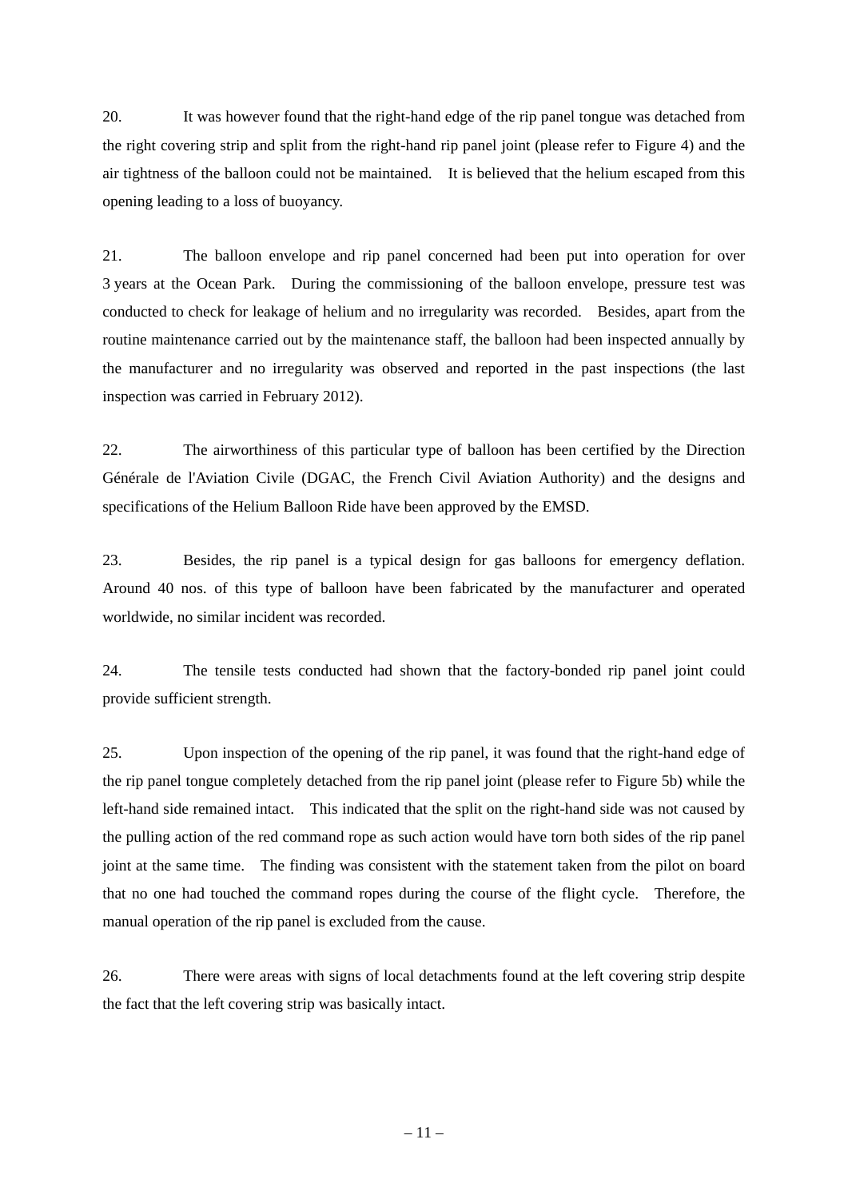20. It was however found that the right-hand edge of the rip panel tongue was detached from the right covering strip and split from the right-hand rip panel joint (please refer to Figure 4) and the air tightness of the balloon could not be maintained. It is believed that the helium escaped from this opening leading to a loss of buoyancy.

21. The balloon envelope and rip panel concerned had been put into operation for over 3 years at the Ocean Park. During the commissioning of the balloon envelope, pressure test was conducted to check for leakage of helium and no irregularity was recorded. Besides, apart from the routine maintenance carried out by the maintenance staff, the balloon had been inspected annually by the manufacturer and no irregularity was observed and reported in the past inspections (the last inspection was carried in February 2012).

22. The airworthiness of this particular type of balloon has been certified by the Direction Générale de l'Aviation Civile (DGAC, the French Civil Aviation Authority) and the designs and specifications of the Helium Balloon Ride have been approved by the EMSD.

23. Besides, the rip panel is a typical design for gas balloons for emergency deflation. Around 40 nos. of this type of balloon have been fabricated by the manufacturer and operated worldwide, no similar incident was recorded.

24. The tensile tests conducted had shown that the factory-bonded rip panel joint could provide sufficient strength.

25. Upon inspection of the opening of the rip panel, it was found that the right-hand edge of the rip panel tongue completely detached from the rip panel joint (please refer to Figure 5b) while the left-hand side remained intact. This indicated that the split on the right-hand side was not caused by the pulling action of the red command rope as such action would have torn both sides of the rip panel joint at the same time. The finding was consistent with the statement taken from the pilot on board that no one had touched the command ropes during the course of the flight cycle. Therefore, the manual operation of the rip panel is excluded from the cause.

26. There were areas with signs of local detachments found at the left covering strip despite the fact that the left covering strip was basically intact.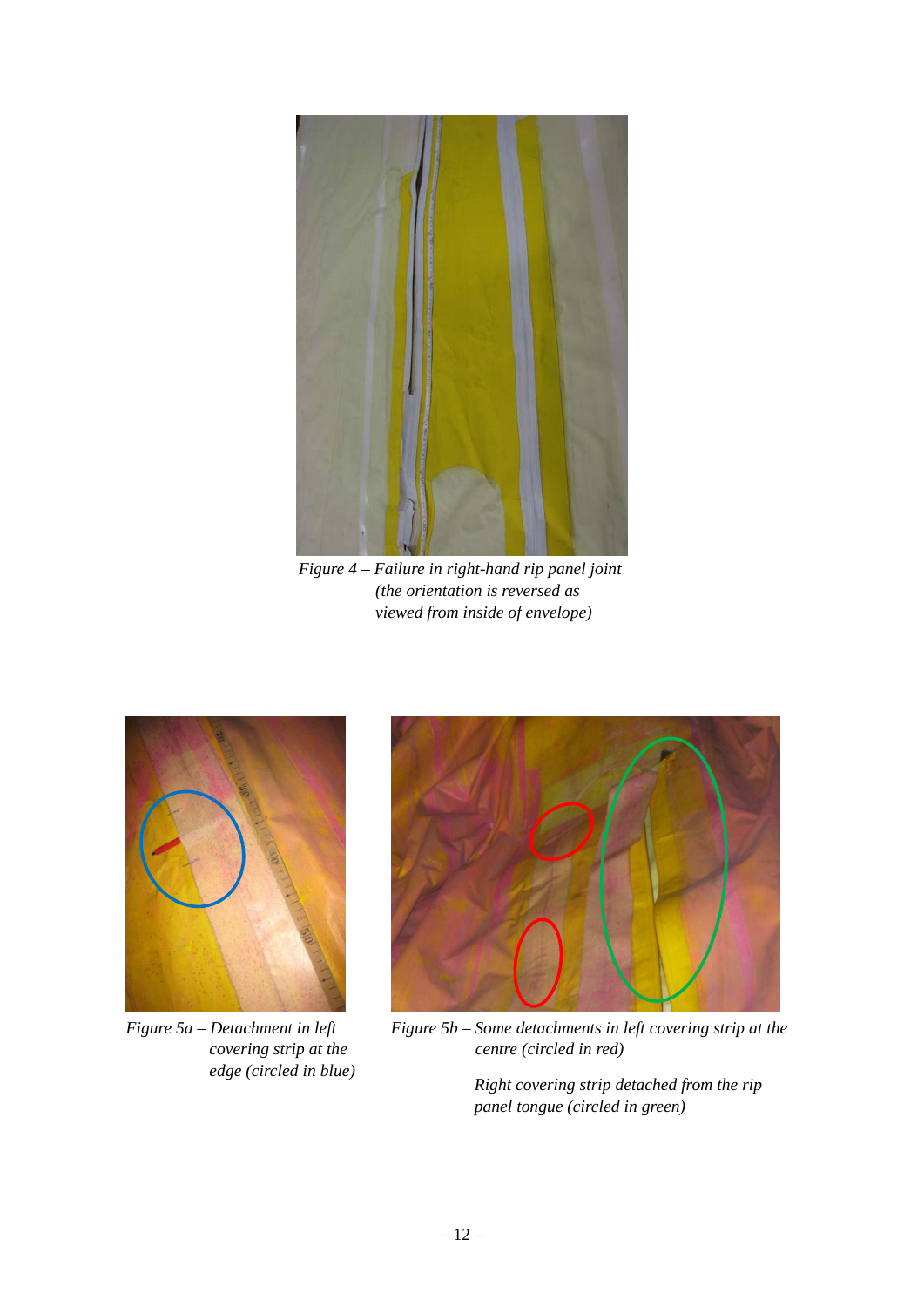*Figure 4 – Failure in right-hand rip panel joint (the orientation is reversed as viewed from inside of envelope)*

*Figure 5a – Detachment in left covering strip at the edge (circled in blue)*

*Figure 5b – Some detachments in left covering strip at the centre (circled in red)*

*Right covering strip detached from the rip panel tongue (circled in green)*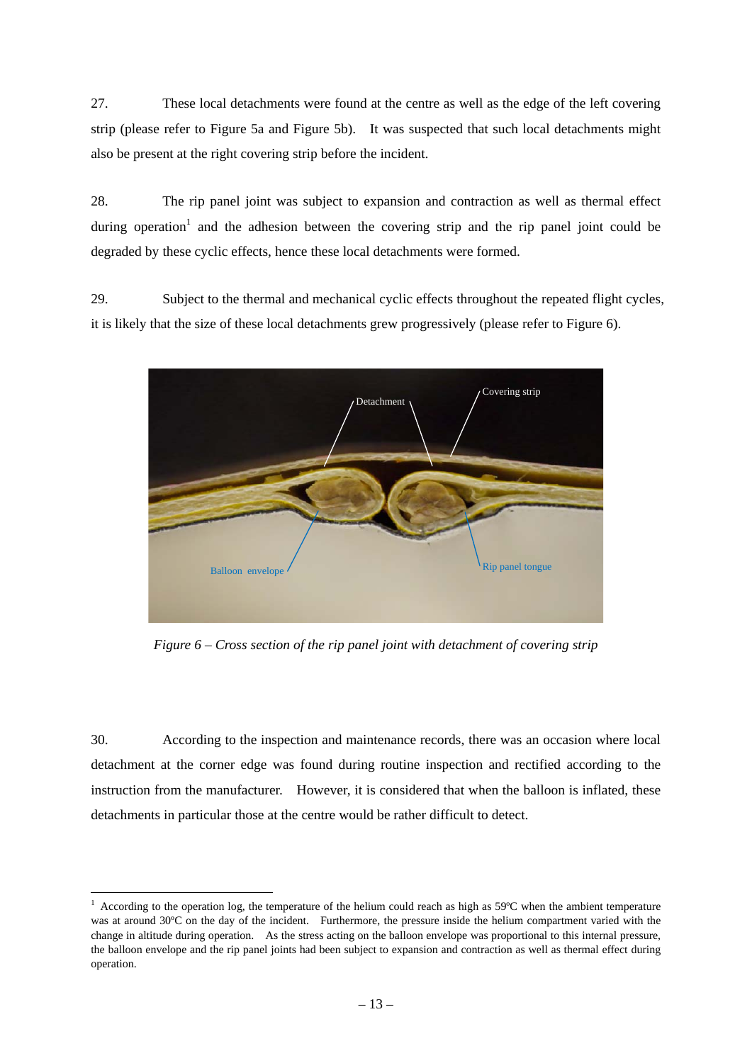27. These local detachments were found at the centre as well as the edge of the left covering strip (please refer to Figure 5a and Figure 5b). It was suspected that such local detachments might also be present at the right covering strip before the incident.

28. The rip panel joint was subject to expansion and contraction as well as thermal effect during operation[1] and the adhesion between the covering strip and the rip panel joint could be degraded by these cyclic effects, hence these local detachments were formed.

29. Subject to the thermal and mechanical cyclic effects throughout the repeated flight cycles, it is likely that the size of these local detachments grew progressively (please refer to Figure 6).

*Figure 6 – Cross section of the rip panel joint with detachment of covering strip*

30. According to the inspection and maintenance records, there was an occasion where local detachment at the corner edge was found during routine inspection and rectified according to the instruction from the manufacturer. However, it is considered that when the balloon is inflated, these detachments in particular those at the centre would be rather difficult to detect.

---

[1] According to the operation log, the temperature of the helium could reach as high as 59ºC when the ambient temperature was at around 30ºC on the day of the incident. Furthermore, the pressure inside the helium compartment varied with the change in altitude during operation. As the stress acting on the balloon envelope was proportional to this internal pressure, the balloon envelope and the rip panel joints had been subject to expansion and contraction as well as thermal effect during operation.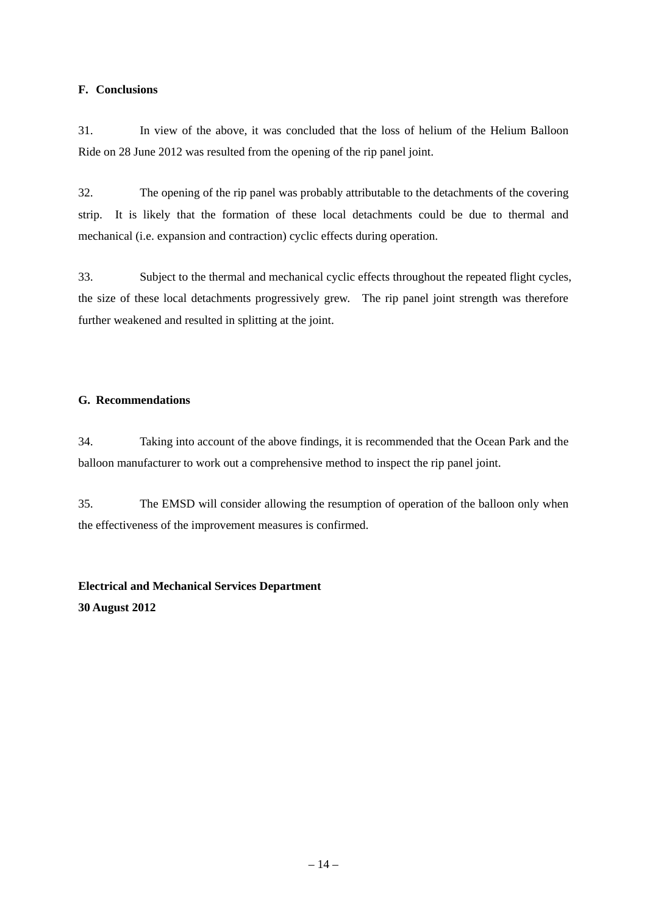## F. Conclusions

31. In view of the above, it was concluded that the loss of helium of the Helium Balloon Ride on 28 June 2012 was resulted from the opening of the rip panel joint.

32. The opening of the rip panel was probably attributable to the detachments of the covering strip. It is likely that the formation of these local detachments could be due to thermal and mechanical (i.e. expansion and contraction) cyclic effects during operation.

33. Subject to the thermal and mechanical cyclic effects throughout the repeated flight cycles, the size of these local detachments progressively grew. The rip panel joint strength was therefore further weakened and resulted in splitting at the joint.

## G. Recommendations

34. Taking into account of the above findings, it is recommended that the Ocean Park and the balloon manufacturer to work out a comprehensive method to inspect the rip panel joint.

35. The EMSD will consider allowing the resumption of operation of the balloon only when the effectiveness of the improvement measures is confirmed.

**Electrical and Mechanical Services Department**
**30 August 2012**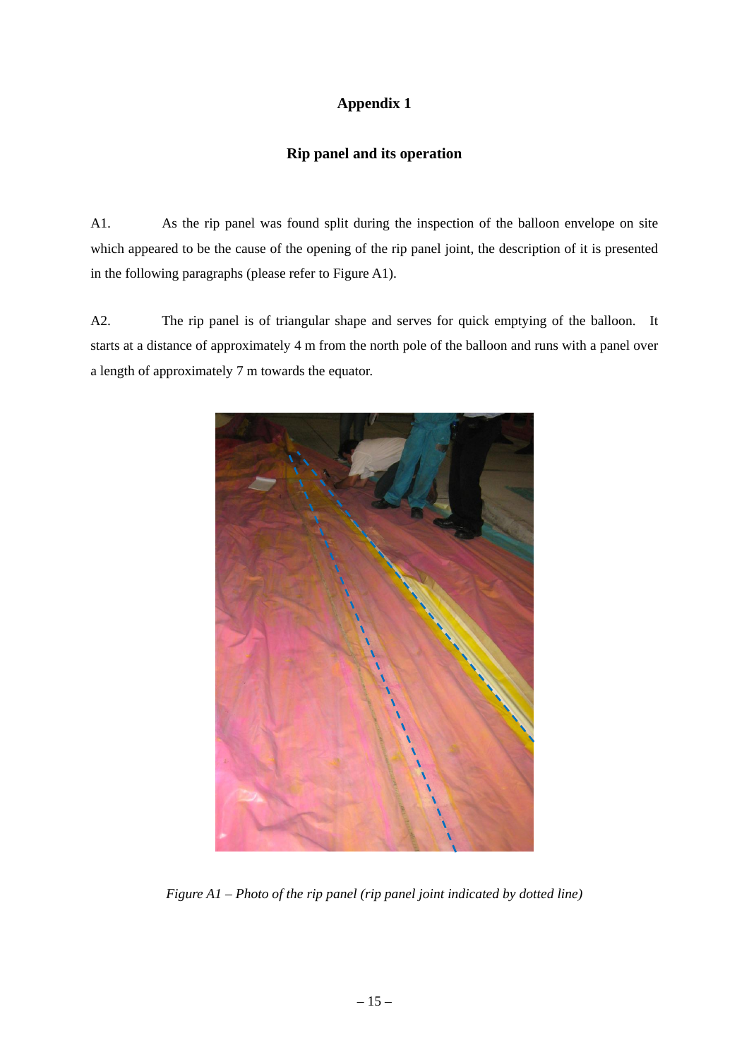# Appendix 1

## Rip panel and its operation

A1. As the rip panel was found split during the inspection of the balloon envelope on site which appeared to be the cause of the opening of the rip panel joint, the description of it is presented in the following paragraphs (please refer to Figure A1).

A2. The rip panel is of triangular shape and serves for quick emptying of the balloon. It starts at a distance of approximately 4 m from the north pole of the balloon and runs with a panel over a length of approximately 7 m towards the equator.

*Figure A1 – Photo of the rip panel (rip panel joint indicated by dotted line)*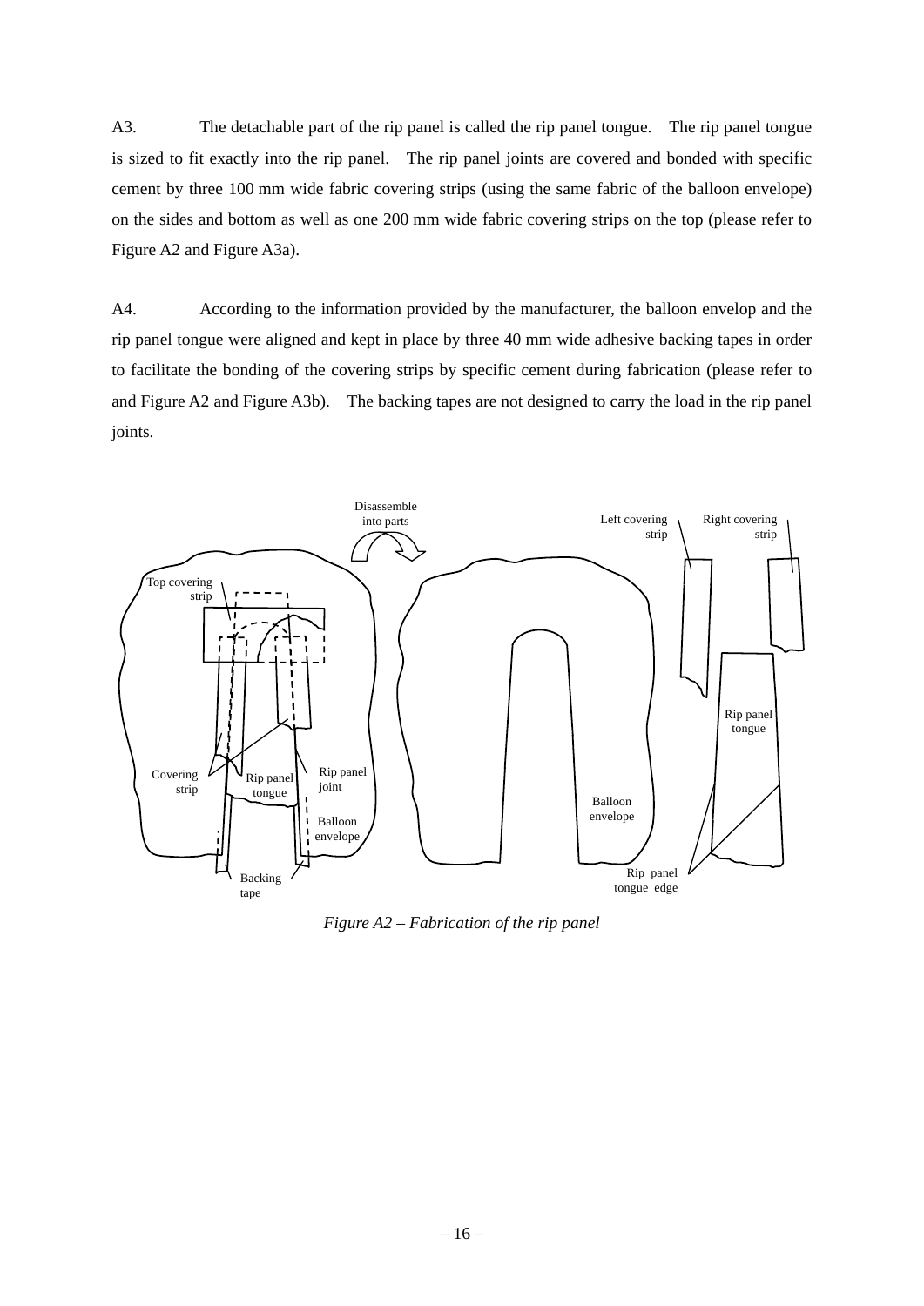A3. The detachable part of the rip panel is called the rip panel tongue. The rip panel tongue is sized to fit exactly into the rip panel. The rip panel joints are covered and bonded with specific cement by three 100 mm wide fabric covering strips (using the same fabric of the balloon envelope) on the sides and bottom as well as one 200 mm wide fabric covering strips on the top (please refer to Figure A2 and Figure A3a).

A4. According to the information provided by the manufacturer, the balloon envelop and the rip panel tongue were aligned and kept in place by three 40 mm wide adhesive backing tapes in order to facilitate the bonding of the covering strips by specific cement during fabrication (please refer to and Figure A2 and Figure A3b). The backing tapes are not designed to carry the load in the rip panel joints.

*Figure A2 – Fabrication of the rip panel*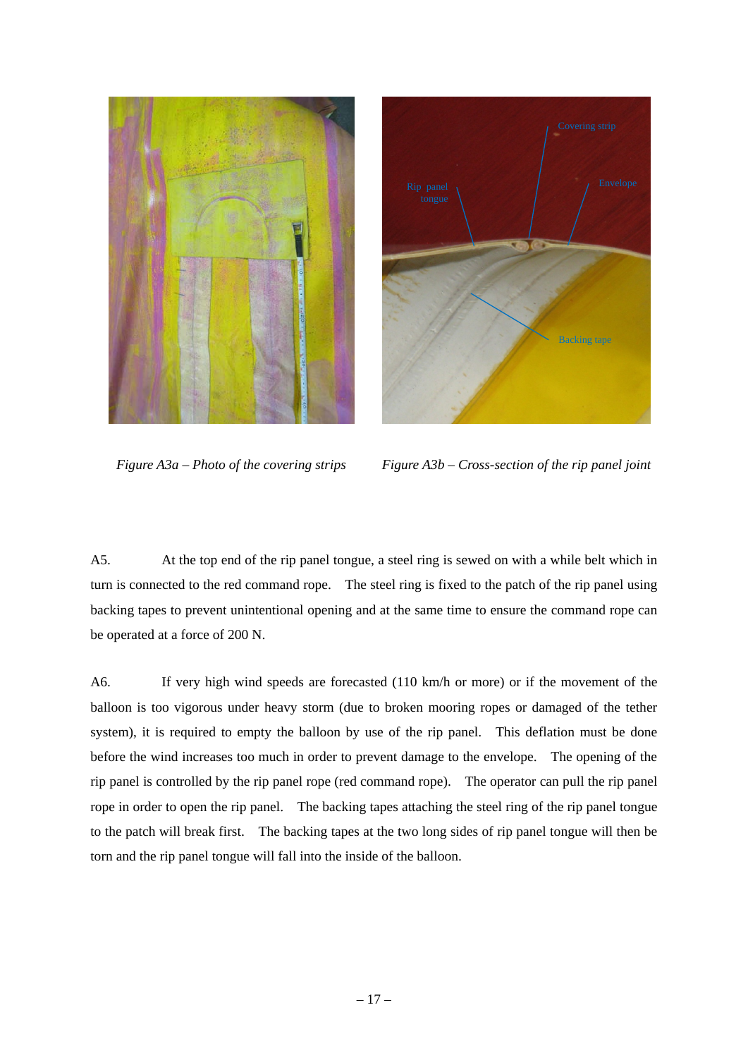*Figure A3a – Photo of the covering strips*

*Figure A3b – Cross-section of the rip panel joint*

A5. At the top end of the rip panel tongue, a steel ring is sewed on with a while belt which in turn is connected to the red command rope. The steel ring is fixed to the patch of the rip panel using backing tapes to prevent unintentional opening and at the same time to ensure the command rope can be operated at a force of 200 N.

A6. If very high wind speeds are forecasted (110 km/h or more) or if the movement of the balloon is too vigorous under heavy storm (due to broken mooring ropes or damaged of the tether system), it is required to empty the balloon by use of the rip panel. This deflation must be done before the wind increases too much in order to prevent damage to the envelope. The opening of the rip panel is controlled by the rip panel rope (red command rope). The operator can pull the rip panel rope in order to open the rip panel. The backing tapes attaching the steel ring of the rip panel tongue to the patch will break first. The backing tapes at the two long sides of rip panel tongue will then be torn and the rip panel tongue will fall into the inside of the balloon.